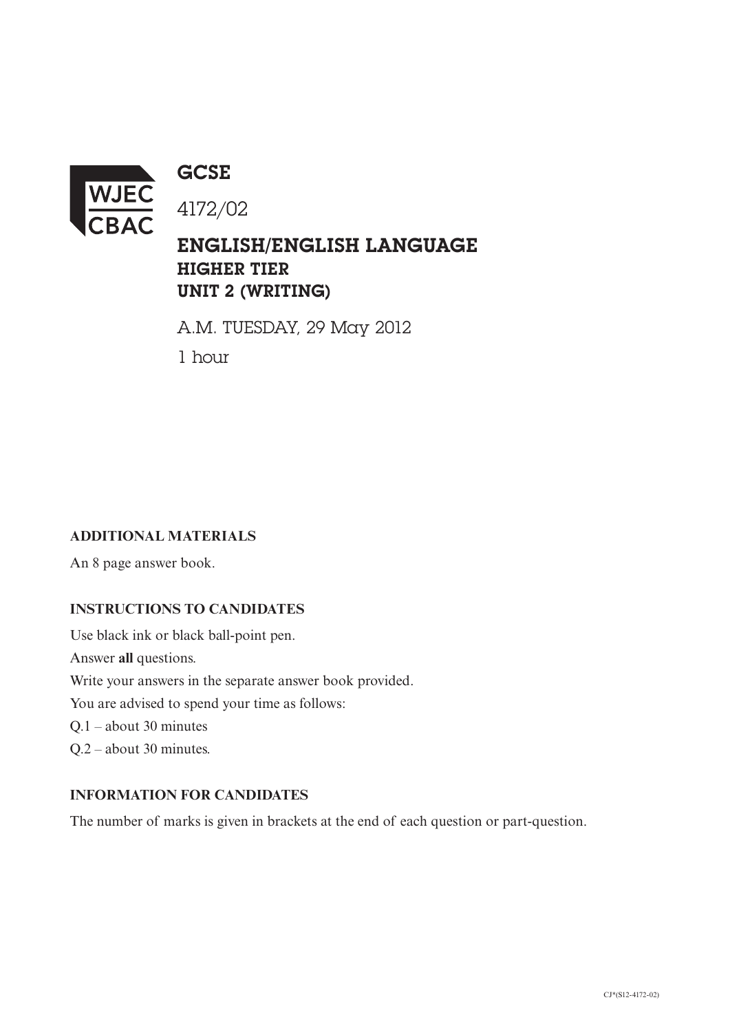WJEC CBAC

# GCSE

4172/02

## ENGLISH/ENGLISH LANGUAGE
### HIGHER TIER
### UNIT 2 (WRITING)

A.M. TUESDAY, 29 May 2012

1 hour

**ADDITIONAL MATERIALS**

An 8 page answer book.

**INSTRUCTIONS TO CANDIDATES**

Use black ink or black ball-point pen.

Answer **all** questions.

Write your answers in the separate answer book provided.

You are advised to spend your time as follows:

Q.1 – about 30 minutes

Q.2 – about 30 minutes.

**INFORMATION FOR CANDIDATES**

The number of marks is given in brackets at the end of each question or part-question.

CJ*(S12-4172-02)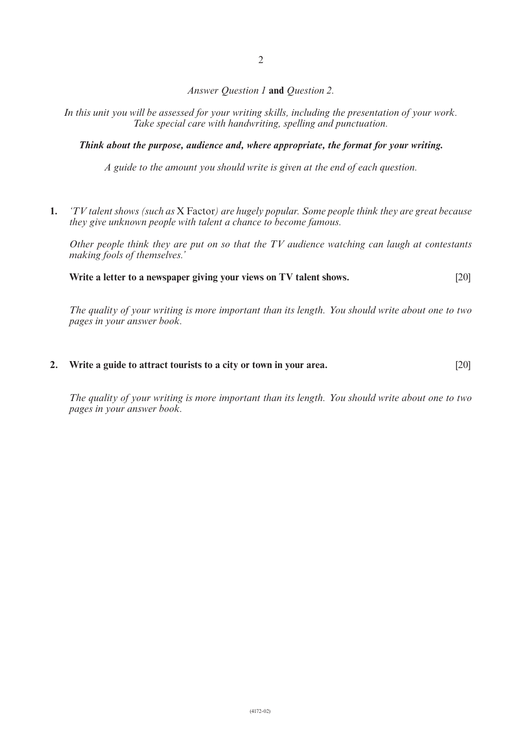*Answer Question 1* **and** *Question 2.*

*In this unit you will be assessed for your writing skills, including the presentation of your work. Take special care with handwriting, spelling and punctuation.*

***Think about the purpose, audience and, where appropriate, the format for your writing.***

*A guide to the amount you should write is given at the end of each question.*

**1.** *'TV talent shows (such as* X Factor*) are hugely popular. Some people think they are great because they give unknown people with talent a chance to become famous.*

*Other people think they are put on so that the TV audience watching can laugh at contestants making fools of themselves.'*

**Write a letter to a newspaper giving your views on TV talent shows.** [20]

*The quality of your writing is more important than its length. You should write about one to two pages in your answer book.*

**2. Write a guide to attract tourists to a city or town in your area.** [20]

*The quality of your writing is more important than its length. You should write about one to two pages in your answer book.*

(4172-02)